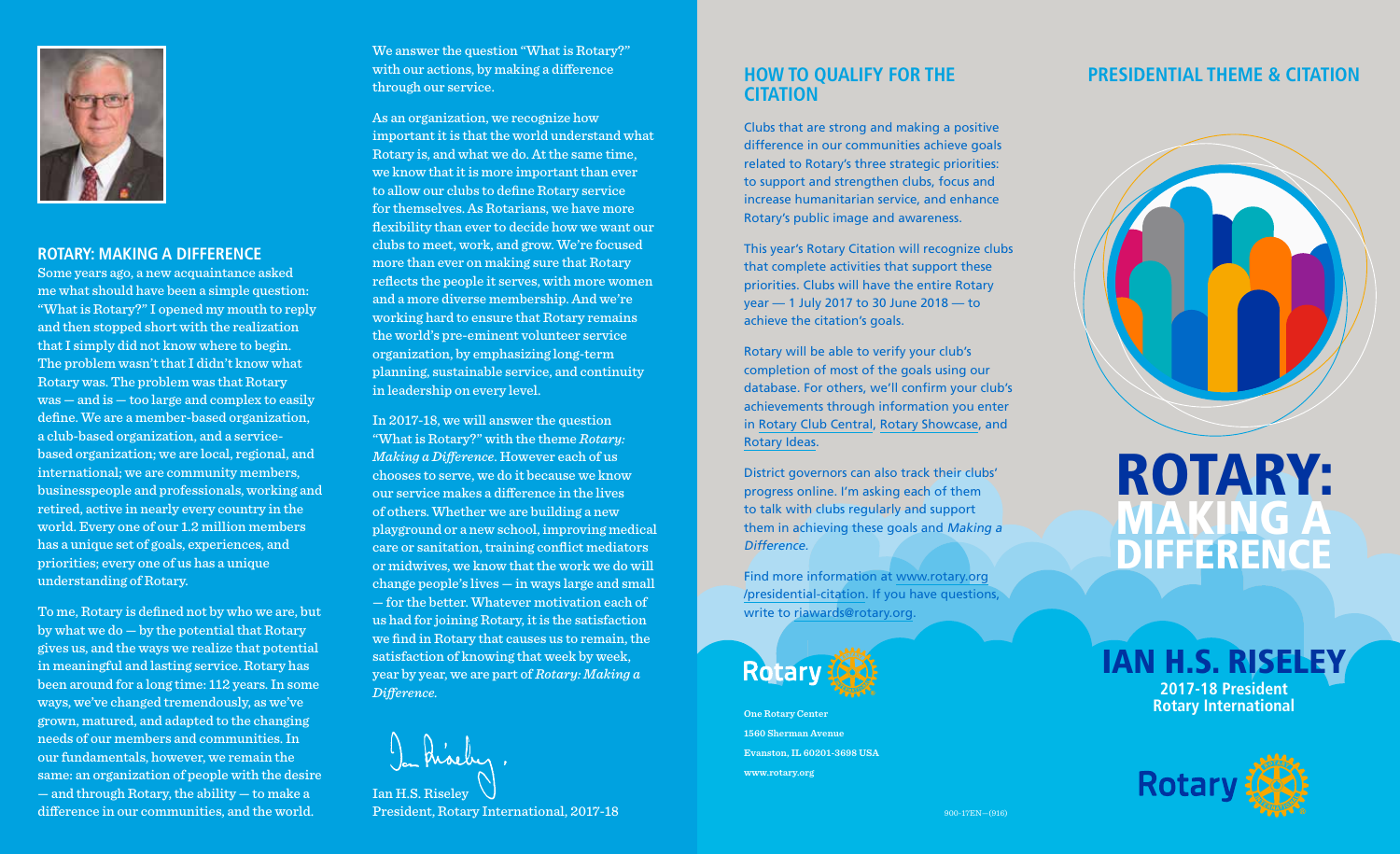## ROTARY: MAKING A DIFFERENCE

Some years ago, a new acquaintance asked me what should have been a simple question: "What is Rotary?" I opened my mouth to reply and then stopped short with the realization that I simply did not know where to begin. The problem wasn't that I didn't know what Rotary was. The problem was that Rotary was — and is — too large and complex to easily define. We are a member-based organization, a club-based organization, and a service-based organization; we are local, regional, and international; we are community members, businesspeople and professionals, working and retired, active in nearly every country in the world. Every one of our 1.2 million members has a unique set of goals, experiences, and priorities; every one of us has a unique understanding of Rotary.

To me, Rotary is defined not by who we are, but by what we do — by the potential that Rotary gives us, and the ways we realize that potential in meaningful and lasting service. Rotary has been around for a long time: 112 years. In some ways, we've changed tremendously, as we've grown, matured, and adapted to the changing needs of our members and communities. In our fundamentals, however, we remain the same: an organization of people with the desire — and through Rotary, the ability — to make a difference in our communities, and the world.

We answer the question "What is Rotary?" with our actions, by making a difference through our service.

As an organization, we recognize how important it is that the world understand what Rotary is, and what we do. At the same time, we know that it is more important than ever to allow our clubs to define Rotary service for themselves. As Rotarians, we have more flexibility than ever to decide how we want our clubs to meet, work, and grow. We're focused more than ever on making sure that Rotary reflects the people it serves, with more women and a more diverse membership. And we're working hard to ensure that Rotary remains the world's pre-eminent volunteer service organization, by emphasizing long-term planning, sustainable service, and continuity in leadership on every level.

In 2017-18, we will answer the question "What is Rotary?" with the theme *Rotary: Making a Difference*. However each of us chooses to serve, we do it because we know our service makes a difference in the lives of others. Whether we are building a new playground or a new school, improving medical care or sanitation, training conflict mediators or midwives, we know that the work we do will change people's lives — in ways large and small — for the better. Whatever motivation each of us had for joining Rotary, it is the satisfaction we find in Rotary that causes us to remain, the satisfaction of knowing that week by week, year by year, we are part of *Rotary: Making a Difference.*

Ian H.S. Riseley
President, Rotary International, 2017-18

## HOW TO QUALIFY FOR THE CITATION

Clubs that are strong and making a positive difference in our communities achieve goals related to Rotary's three strategic priorities: to support and strengthen clubs, focus and increase humanitarian service, and enhance Rotary's public image and awareness.

This year's Rotary Citation will recognize clubs that complete activities that support these priorities. Clubs will have the entire Rotary year — 1 July 2017 to 30 June 2018 — to achieve the citation's goals.

Rotary will be able to verify your club's completion of most of the goals using our database. For others, we'll confirm your club's achievements through information you enter in Rotary Club Central, Rotary Showcase, and Rotary Ideas.

District governors can also track their clubs' progress online. I'm asking each of them to talk with clubs regularly and support them in achieving these goals and *Making a Difference.*

Find more information at www.rotary.org/presidential-citation. If you have questions, write to riawards@rotary.org.

Rotary

One Rotary Center
1560 Sherman Avenue
Evanston, IL 60201-3698 USA
www.rotary.org

900-17EN—(916)

## PRESIDENTIAL THEME & CITATION

# ROTARY: MAKING A DIFFERENCE

## IAN H.S. RISELEY

**2017-18 President**
**Rotary International**

Rotary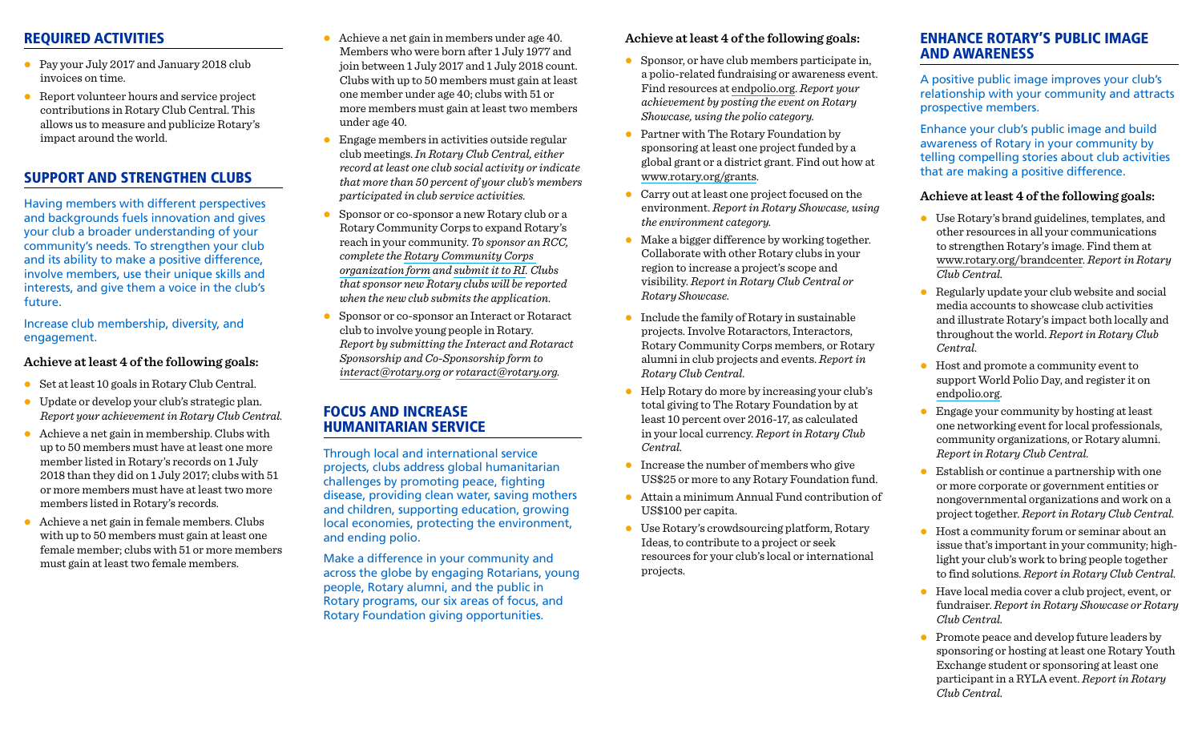## REQUIRED ACTIVITIES

- Pay your July 2017 and January 2018 club invoices on time.
- Report volunteer hours and service project contributions in Rotary Club Central. This allows us to measure and publicize Rotary's impact around the world.

## SUPPORT AND STRENGTHEN CLUBS

Having members with different perspectives and backgrounds fuels innovation and gives your club a broader understanding of your community's needs. To strengthen your club and its ability to make a positive difference, involve members, use their unique skills and interests, and give them a voice in the club's future.

Increase club membership, diversity, and engagement.

**Achieve at least 4 of the following goals:**

- Set at least 10 goals in Rotary Club Central.
- Update or develop your club's strategic plan. *Report your achievement in Rotary Club Central.*
- Achieve a net gain in membership. Clubs with up to 50 members must have at least one more member listed in Rotary's records on 1 July 2018 than they did on 1 July 2017; clubs with 51 or more members must have at least two more members listed in Rotary's records.
- Achieve a net gain in female members. Clubs with up to 50 members must gain at least one female member; clubs with 51 or more members must gain at least two female members.
- Achieve a net gain in members under age 40. Members who were born after 1 July 1977 and join between 1 July 2017 and 1 July 2018 count. Clubs with up to 50 members must gain at least one member under age 40; clubs with 51 or more members must gain at least two members under age 40.
- Engage members in activities outside regular club meetings. *In Rotary Club Central, either record at least one club social activity or indicate that more than 50 percent of your club's members participated in club service activities.*
- Sponsor or co-sponsor a new Rotary club or a Rotary Community Corps to expand Rotary's reach in your community. *To sponsor an RCC, complete the Rotary Community Corps organization form and submit it to RI. Clubs that sponsor new Rotary clubs will be reported when the new club submits the application.*
- Sponsor or co-sponsor an Interact or Rotaract club to involve young people in Rotary. *Report by submitting the Interact and Rotaract Sponsorship and Co-Sponsorship form to interact@rotary.org or rotaract@rotary.org.*

## FOCUS AND INCREASE HUMANITARIAN SERVICE

Through local and international service projects, clubs address global humanitarian challenges by promoting peace, fighting disease, providing clean water, saving mothers and children, supporting education, growing local economies, protecting the environment, and ending polio.

Make a difference in your community and across the globe by engaging Rotarians, young people, Rotary alumni, and the public in Rotary programs, our six areas of focus, and Rotary Foundation giving opportunities.

**Achieve at least 4 of the following goals:**

- Sponsor, or have club members participate in, a polio-related fundraising or awareness event. Find resources at endpolio.org. *Report your achievement by posting the event on Rotary Showcase, using the polio category.*
- Partner with The Rotary Foundation by sponsoring at least one project funded by a global grant or a district grant. Find out how at www.rotary.org/grants.
- Carry out at least one project focused on the environment. *Report in Rotary Showcase, using the environment category.*
- Make a bigger difference by working together. Collaborate with other Rotary clubs in your region to increase a project's scope and visibility. *Report in Rotary Club Central or Rotary Showcase.*
- Include the family of Rotary in sustainable projects. Involve Rotaractors, Interactors, Rotary Community Corps members, or Rotary alumni in club projects and events. *Report in Rotary Club Central.*
- Help Rotary do more by increasing your club's total giving to The Rotary Foundation by at least 10 percent over 2016-17, as calculated in your local currency. *Report in Rotary Club Central.*
- Increase the number of members who give US$25 or more to any Rotary Foundation fund.
- Attain a minimum Annual Fund contribution of US$100 per capita.
- Use Rotary's crowdsourcing platform, Rotary Ideas, to contribute to a project or seek resources for your club's local or international projects.

## ENHANCE ROTARY'S PUBLIC IMAGE AND AWARENESS

A positive public image improves your club's relationship with your community and attracts prospective members.

Enhance your club's public image and build awareness of Rotary in your community by telling compelling stories about club activities that are making a positive difference.

**Achieve at least 4 of the following goals:**

- Use Rotary's brand guidelines, templates, and other resources in all your communications to strengthen Rotary's image. Find them at www.rotary.org/brandcenter. *Report in Rotary Club Central.*
- Regularly update your club website and social media accounts to showcase club activities and illustrate Rotary's impact both locally and throughout the world. *Report in Rotary Club Central.*
- Host and promote a community event to support World Polio Day, and register it on endpolio.org.
- Engage your community by hosting at least one networking event for local professionals, community organizations, or Rotary alumni. *Report in Rotary Club Central.*
- Establish or continue a partnership with one or more corporate or government entities or nongovernmental organizations and work on a project together. *Report in Rotary Club Central.*
- Host a community forum or seminar about an issue that's important in your community; highlight your club's work to bring people together to find solutions. *Report in Rotary Club Central.*
- Have local media cover a club project, event, or fundraiser. *Report in Rotary Showcase or Rotary Club Central.*
- Promote peace and develop future leaders by sponsoring or hosting at least one Rotary Youth Exchange student or sponsoring at least one participant in a RYLA event. *Report in Rotary Club Central.*